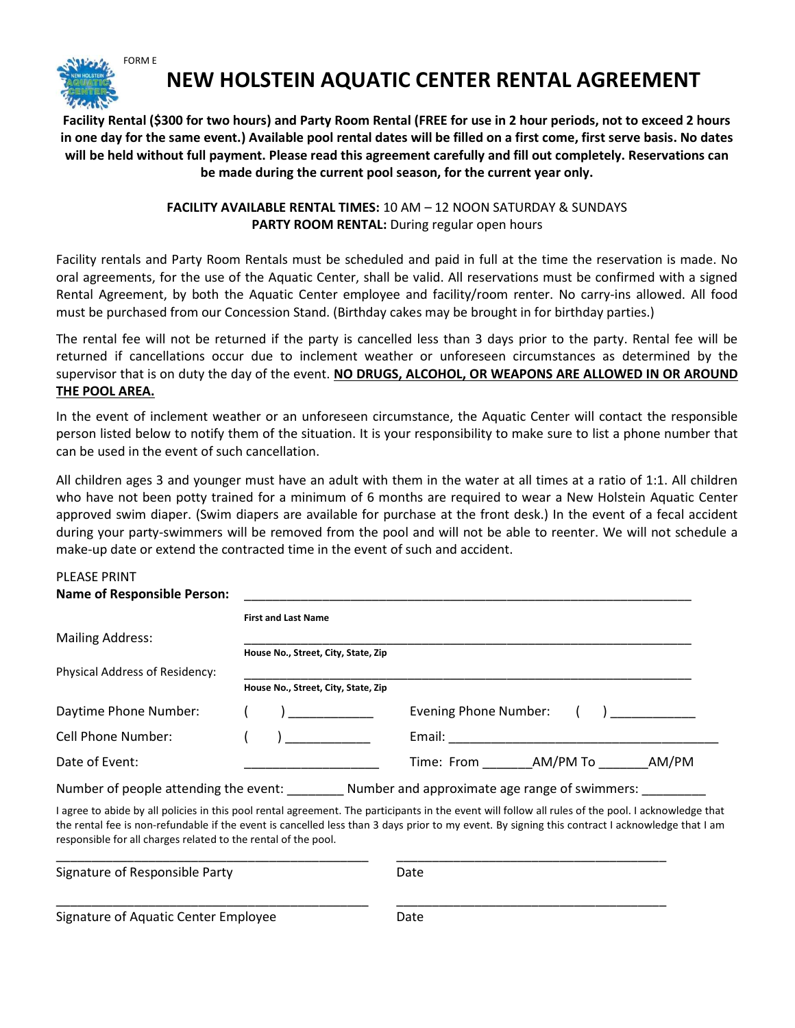FORM E

# NEW HOLSTEIN AQUATIC CENTER RENTAL AGREEMENT

**Facility Rental ($300 for two hours) and Party Room Rental (FREE for use in 2 hour periods, not to exceed 2 hours in one day for the same event.) Available pool rental dates will be filled on a first come, first serve basis. No dates will be held without full payment. Please read this agreement carefully and fill out completely. Reservations can be made during the current pool season, for the current year only.**

**FACILITY AVAILABLE RENTAL TIMES:** 10 AM – 12 NOON SATURDAY & SUNDAYS
**PARTY ROOM RENTAL:** During regular open hours

Facility rentals and Party Room Rentals must be scheduled and paid in full at the time the reservation is made. No oral agreements, for the use of the Aquatic Center, shall be valid. All reservations must be confirmed with a signed Rental Agreement, by both the Aquatic Center employee and facility/room renter. No carry-ins allowed. All food must be purchased from our Concession Stand. (Birthday cakes may be brought in for birthday parties.)

The rental fee will not be returned if the party is cancelled less than 3 days prior to the party. Rental fee will be returned if cancellations occur due to inclement weather or unforeseen circumstances as determined by the supervisor that is on duty the day of the event. **NO DRUGS, ALCOHOL, OR WEAPONS ARE ALLOWED IN OR AROUND THE POOL AREA.**

In the event of inclement weather or an unforeseen circumstance, the Aquatic Center will contact the responsible person listed below to notify them of the situation. It is your responsibility to make sure to list a phone number that can be used in the event of such cancellation.

All children ages 3 and younger must have an adult with them in the water at all times at a ratio of 1:1. All children who have not been potty trained for a minimum of 6 months are required to wear a New Holstein Aquatic Center approved swim diaper. (Swim diapers are available for purchase at the front desk.) In the event of a fecal accident during your party-swimmers will be removed from the pool and will not be able to reenter. We will not schedule a make-up date or extend the contracted time in the event of such and accident.

PLEASE PRINT

**Name of Responsible Person:** ____________________________________________
**First and Last Name**

Mailing Address: ____________________________________________
**House No., Street, City, State, Zip**

Physical Address of Residency: ____________________________________________
**House No., Street, City, State, Zip**

Daytime Phone Number: (    ) ____________ Evening Phone Number: (    ) ____________

Cell Phone Number: (    ) ____________ Email: ______________________________

Date of Event: ________________ Time: From _______AM/PM To _______AM/PM

Number of people attending the event: ________ Number and approximate age range of swimmers: _________

I agree to abide by all policies in this pool rental agreement. The participants in the event will follow all rules of the pool. I acknowledge that the rental fee is non-refundable if the event is cancelled less than 3 days prior to my event. By signing this contract I acknowledge that I am responsible for all charges related to the rental of the pool.

______________________________ ______________________________
Signature of Responsible Party Date

______________________________ ______________________________
Signature of Aquatic Center Employee Date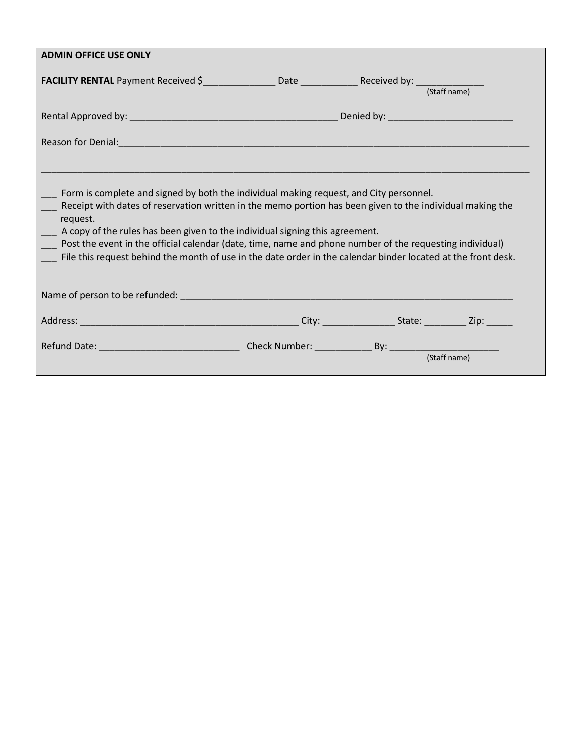**ADMIN OFFICE USE ONLY**

**FACILITY RENTAL** Payment Received $______________ Date ___________ Received by: _____________
(Staff name)

Rental Approved by: ________________________________________ Denied by: ________________________

Reason for Denial:_________________________________________________________________________________

___________________________________________________________________________________________________

___ Form is complete and signed by both the individual making request, and City personnel.
___ Receipt with dates of reservation written in the memo portion has been given to the individual making the request.
___ A copy of the rules has been given to the individual signing this agreement.
___ Post the event in the official calendar (date, time, name and phone number of the requesting individual)
___ File this request behind the month of use in the date order in the calendar binder located at the front desk.

Name of person to be refunded: ________________________________________________________________

Address: __________________________________________ City: ______________ State: ________ Zip: _____

Refund Date: ___________________________ Check Number: ___________ By: _____________________
(Staff name)